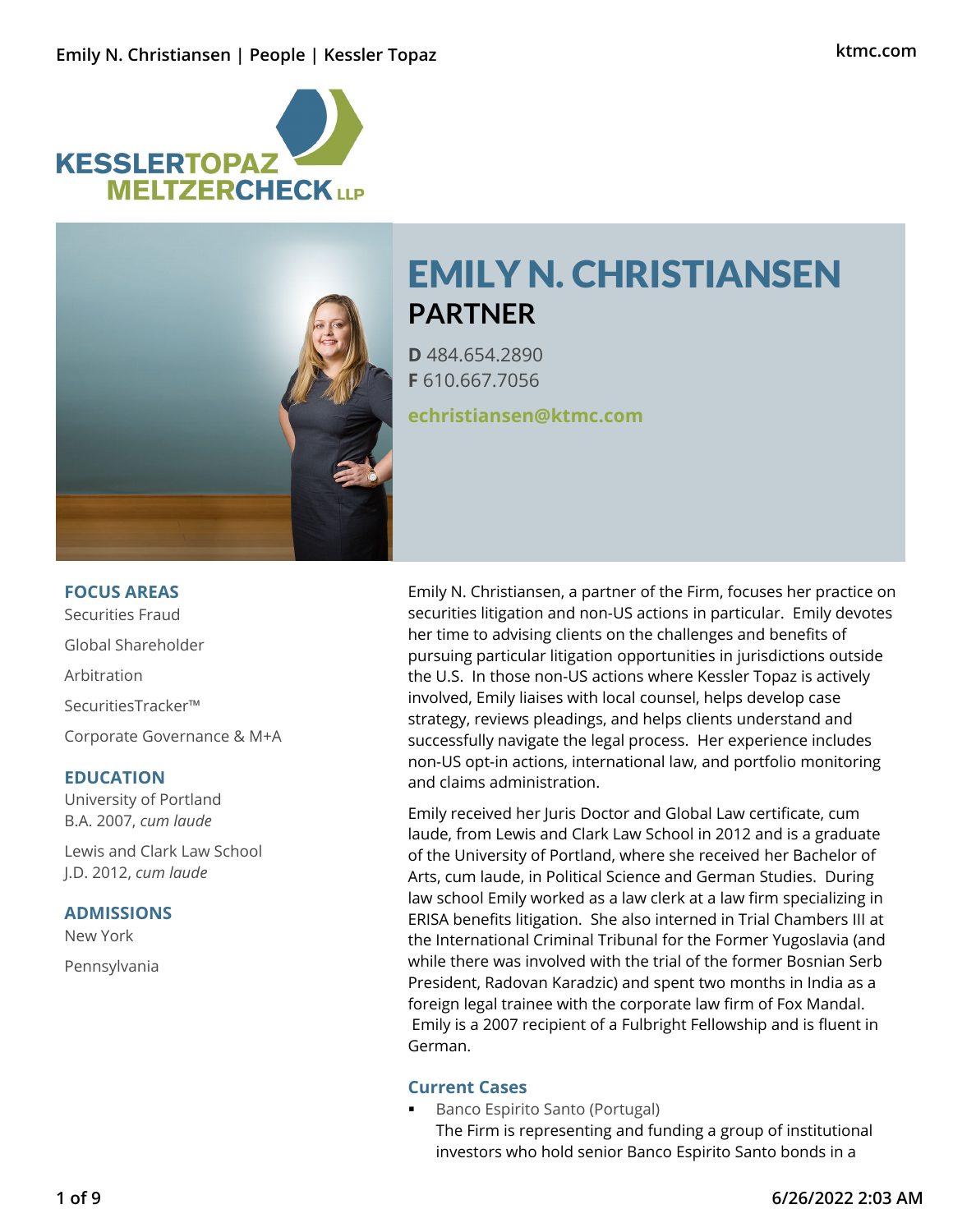# EMILY N. CHRISTIANSEN

## PARTNER

**D** 484.654.2890
**F** 610.667.7056

**echristiansen@ktmc.com**

### FOCUS AREAS

Securities Fraud

Global Shareholder

Arbitration

SecuritiesTracker™

Corporate Governance & M+A

### EDUCATION

University of Portland
B.A. 2007, *cum laude*

Lewis and Clark Law School
J.D. 2012, *cum laude*

### ADMISSIONS

New York

Pennsylvania

Emily N. Christiansen, a partner of the Firm, focuses her practice on securities litigation and non-US actions in particular. Emily devotes her time to advising clients on the challenges and benefits of pursuing particular litigation opportunities in jurisdictions outside the U.S. In those non-US actions where Kessler Topaz is actively involved, Emily liaises with local counsel, helps develop case strategy, reviews pleadings, and helps clients understand and successfully navigate the legal process. Her experience includes non-US opt-in actions, international law, and portfolio monitoring and claims administration.

Emily received her Juris Doctor and Global Law certificate, cum laude, from Lewis and Clark Law School in 2012 and is a graduate of the University of Portland, where she received her Bachelor of Arts, cum laude, in Political Science and German Studies. During law school Emily worked as a law clerk at a law firm specializing in ERISA benefits litigation. She also interned in Trial Chambers III at the International Criminal Tribunal for the Former Yugoslavia (and while there was involved with the trial of the former Bosnian Serb President, Radovan Karadzic) and spent two months in India as a foreign legal trainee with the corporate law firm of Fox Mandal. Emily is a 2007 recipient of a Fulbright Fellowship and is fluent in German.

### Current Cases

- Banco Espirito Santo (Portugal)
  The Firm is representing and funding a group of institutional investors who hold senior Banco Espirito Santo bonds in a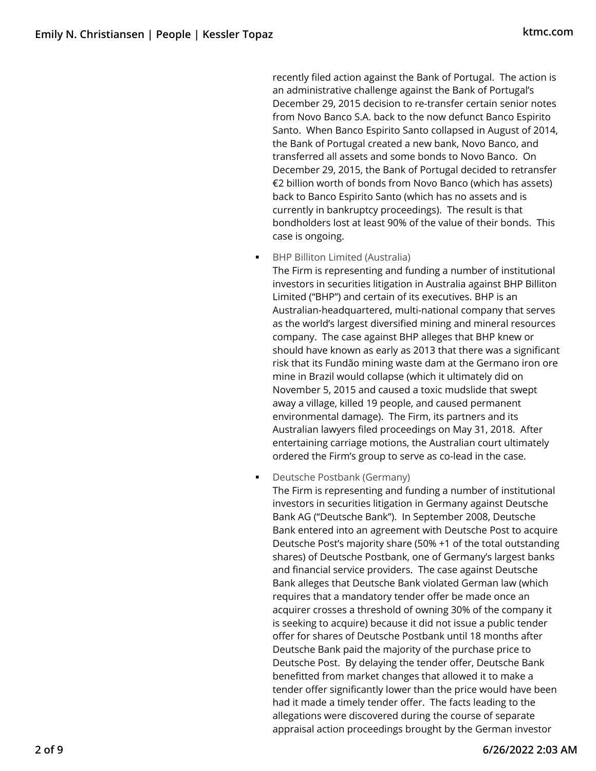recently filed action against the Bank of Portugal. The action is an administrative challenge against the Bank of Portugal's December 29, 2015 decision to re-transfer certain senior notes from Novo Banco S.A. back to the now defunct Banco Espirito Santo. When Banco Espirito Santo collapsed in August of 2014, the Bank of Portugal created a new bank, Novo Banco, and transferred all assets and some bonds to Novo Banco. On December 29, 2015, the Bank of Portugal decided to retransfer €2 billion worth of bonds from Novo Banco (which has assets) back to Banco Espirito Santo (which has no assets and is currently in bankruptcy proceedings). The result is that bondholders lost at least 90% of the value of their bonds. This case is ongoing.

- BHP Billiton Limited (Australia)
  The Firm is representing and funding a number of institutional investors in securities litigation in Australia against BHP Billiton Limited ("BHP") and certain of its executives. BHP is an Australian-headquartered, multi-national company that serves as the world's largest diversified mining and mineral resources company. The case against BHP alleges that BHP knew or should have known as early as 2013 that there was a significant risk that its Fundão mining waste dam at the Germano iron ore mine in Brazil would collapse (which it ultimately did on November 5, 2015 and caused a toxic mudslide that swept away a village, killed 19 people, and caused permanent environmental damage). The Firm, its partners and its Australian lawyers filed proceedings on May 31, 2018. After entertaining carriage motions, the Australian court ultimately ordered the Firm's group to serve as co-lead in the case.

- Deutsche Postbank (Germany)
  The Firm is representing and funding a number of institutional investors in securities litigation in Germany against Deutsche Bank AG ("Deutsche Bank"). In September 2008, Deutsche Bank entered into an agreement with Deutsche Post to acquire Deutsche Post's majority share (50% +1 of the total outstanding shares) of Deutsche Postbank, one of Germany's largest banks and financial service providers. The case against Deutsche Bank alleges that Deutsche Bank violated German law (which requires that a mandatory tender offer be made once an acquirer crosses a threshold of owning 30% of the company it is seeking to acquire) because it did not issue a public tender offer for shares of Deutsche Postbank until 18 months after Deutsche Bank paid the majority of the purchase price to Deutsche Post. By delaying the tender offer, Deutsche Bank benefitted from market changes that allowed it to make a tender offer significantly lower than the price would have been had it made a timely tender offer. The facts leading to the allegations were discovered during the course of separate appraisal action proceedings brought by the German investor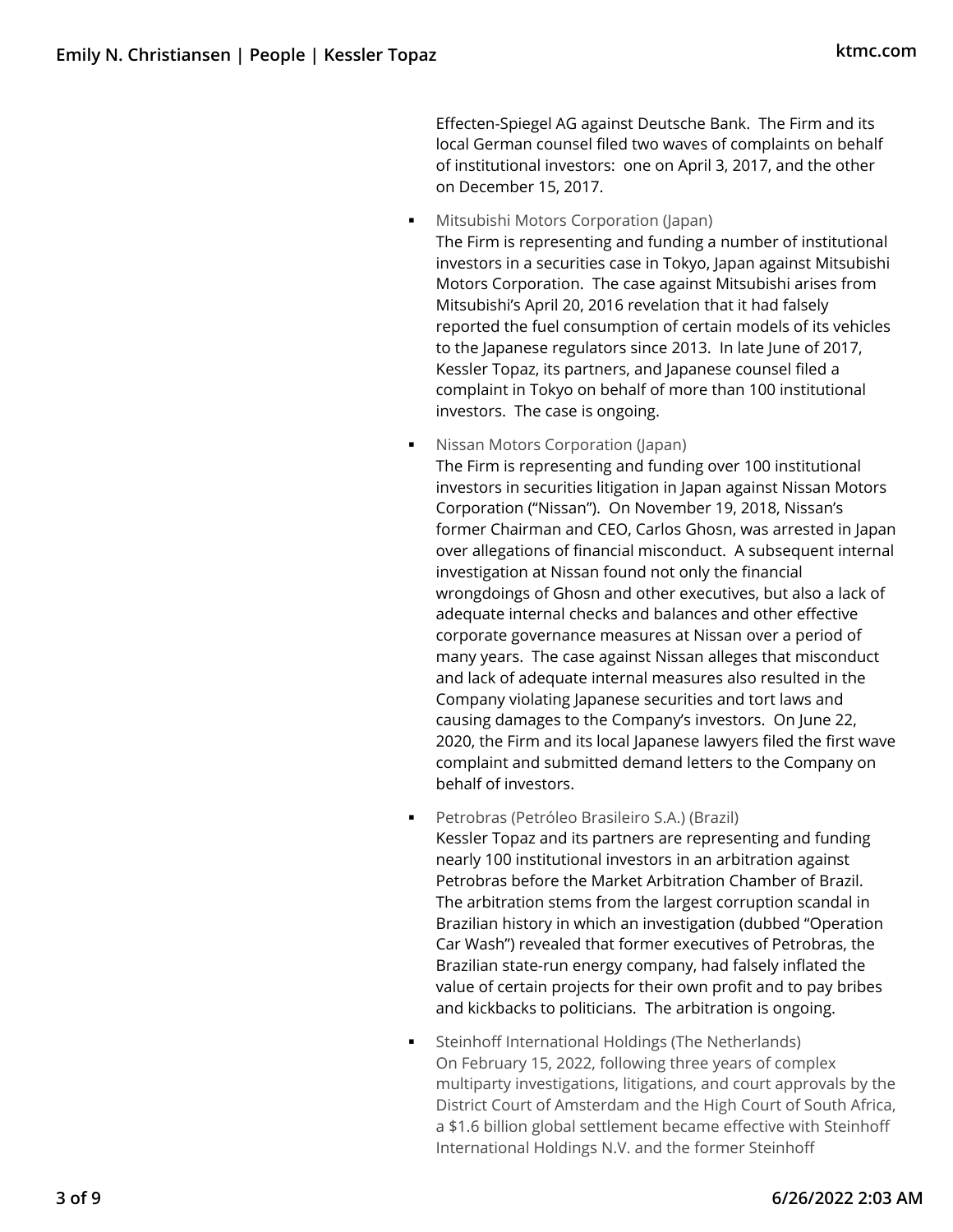Effecten-Spiegel AG against Deutsche Bank. The Firm and its local German counsel filed two waves of complaints on behalf of institutional investors: one on April 3, 2017, and the other on December 15, 2017.

- Mitsubishi Motors Corporation (Japan)
  The Firm is representing and funding a number of institutional investors in a securities case in Tokyo, Japan against Mitsubishi Motors Corporation. The case against Mitsubishi arises from Mitsubishi's April 20, 2016 revelation that it had falsely reported the fuel consumption of certain models of its vehicles to the Japanese regulators since 2013. In late June of 2017, Kessler Topaz, its partners, and Japanese counsel filed a complaint in Tokyo on behalf of more than 100 institutional investors. The case is ongoing.

- Nissan Motors Corporation (Japan)
  The Firm is representing and funding over 100 institutional investors in securities litigation in Japan against Nissan Motors Corporation ("Nissan"). On November 19, 2018, Nissan's former Chairman and CEO, Carlos Ghosn, was arrested in Japan over allegations of financial misconduct. A subsequent internal investigation at Nissan found not only the financial wrongdoings of Ghosn and other executives, but also a lack of adequate internal checks and balances and other effective corporate governance measures at Nissan over a period of many years. The case against Nissan alleges that misconduct and lack of adequate internal measures also resulted in the Company violating Japanese securities and tort laws and causing damages to the Company's investors. On June 22, 2020, the Firm and its local Japanese lawyers filed the first wave complaint and submitted demand letters to the Company on behalf of investors.

- Petrobras (Petróleo Brasileiro S.A.) (Brazil)
  Kessler Topaz and its partners are representing and funding nearly 100 institutional investors in an arbitration against Petrobras before the Market Arbitration Chamber of Brazil. The arbitration stems from the largest corruption scandal in Brazilian history in which an investigation (dubbed "Operation Car Wash") revealed that former executives of Petrobras, the Brazilian state-run energy company, had falsely inflated the value of certain projects for their own profit and to pay bribes and kickbacks to politicians. The arbitration is ongoing.

- Steinhoff International Holdings (The Netherlands)
  On February 15, 2022, following three years of complex multiparty investigations, litigations, and court approvals by the District Court of Amsterdam and the High Court of South Africa, a $1.6 billion global settlement became effective with Steinhoff International Holdings N.V. and the former Steinhoff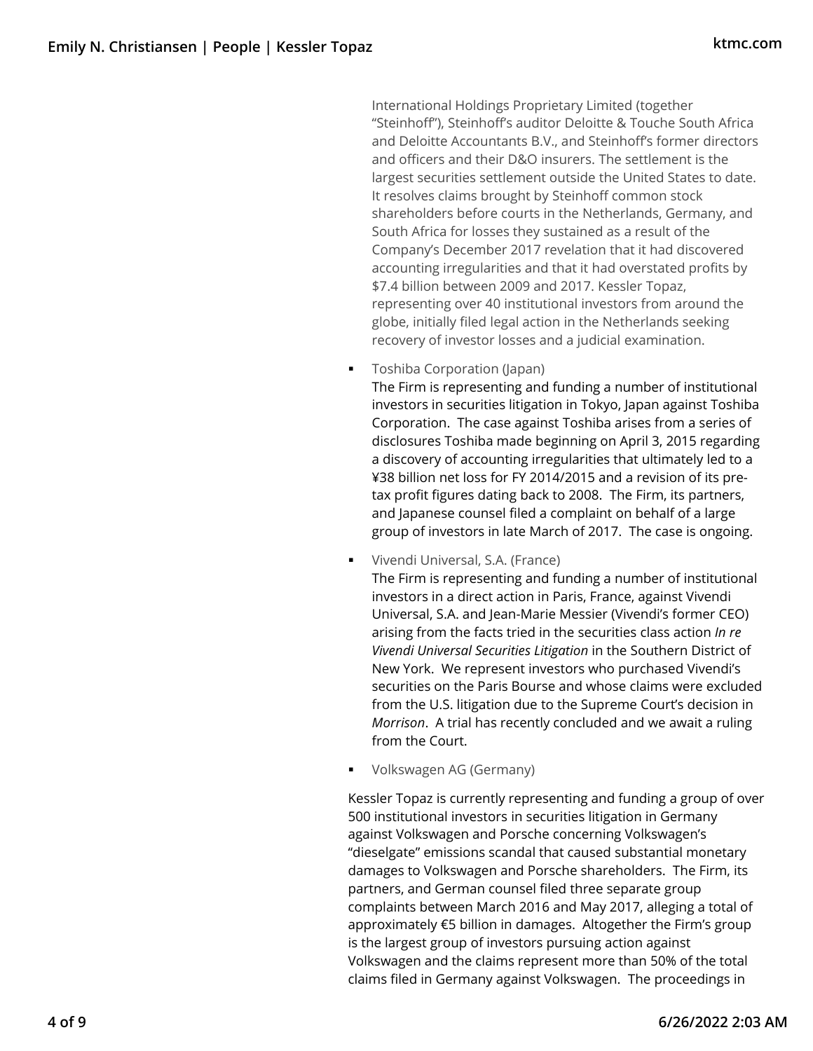International Holdings Proprietary Limited (together "Steinhoff"), Steinhoff's auditor Deloitte & Touche South Africa and Deloitte Accountants B.V., and Steinhoff's former directors and officers and their D&O insurers. The settlement is the largest securities settlement outside the United States to date. It resolves claims brought by Steinhoff common stock shareholders before courts in the Netherlands, Germany, and South Africa for losses they sustained as a result of the Company's December 2017 revelation that it had discovered accounting irregularities and that it had overstated profits by $7.4 billion between 2009 and 2017. Kessler Topaz, representing over 40 institutional investors from around the globe, initially filed legal action in the Netherlands seeking recovery of investor losses and a judicial examination.

- Toshiba Corporation (Japan)
  The Firm is representing and funding a number of institutional investors in securities litigation in Tokyo, Japan against Toshiba Corporation. The case against Toshiba arises from a series of disclosures Toshiba made beginning on April 3, 2015 regarding a discovery of accounting irregularities that ultimately led to a ¥38 billion net loss for FY 2014/2015 and a revision of its pre-tax profit figures dating back to 2008. The Firm, its partners, and Japanese counsel filed a complaint on behalf of a large group of investors in late March of 2017. The case is ongoing.

- Vivendi Universal, S.A. (France)
  The Firm is representing and funding a number of institutional investors in a direct action in Paris, France, against Vivendi Universal, S.A. and Jean-Marie Messier (Vivendi's former CEO) arising from the facts tried in the securities class action *In re Vivendi Universal Securities Litigation* in the Southern District of New York. We represent investors who purchased Vivendi's securities on the Paris Bourse and whose claims were excluded from the U.S. litigation due to the Supreme Court's decision in *Morrison*. A trial has recently concluded and we await a ruling from the Court.

- Volkswagen AG (Germany)

Kessler Topaz is currently representing and funding a group of over 500 institutional investors in securities litigation in Germany against Volkswagen and Porsche concerning Volkswagen's "dieselgate" emissions scandal that caused substantial monetary damages to Volkswagen and Porsche shareholders. The Firm, its partners, and German counsel filed three separate group complaints between March 2016 and May 2017, alleging a total of approximately €5 billion in damages. Altogether the Firm's group is the largest group of investors pursuing action against Volkswagen and the claims represent more than 50% of the total claims filed in Germany against Volkswagen. The proceedings in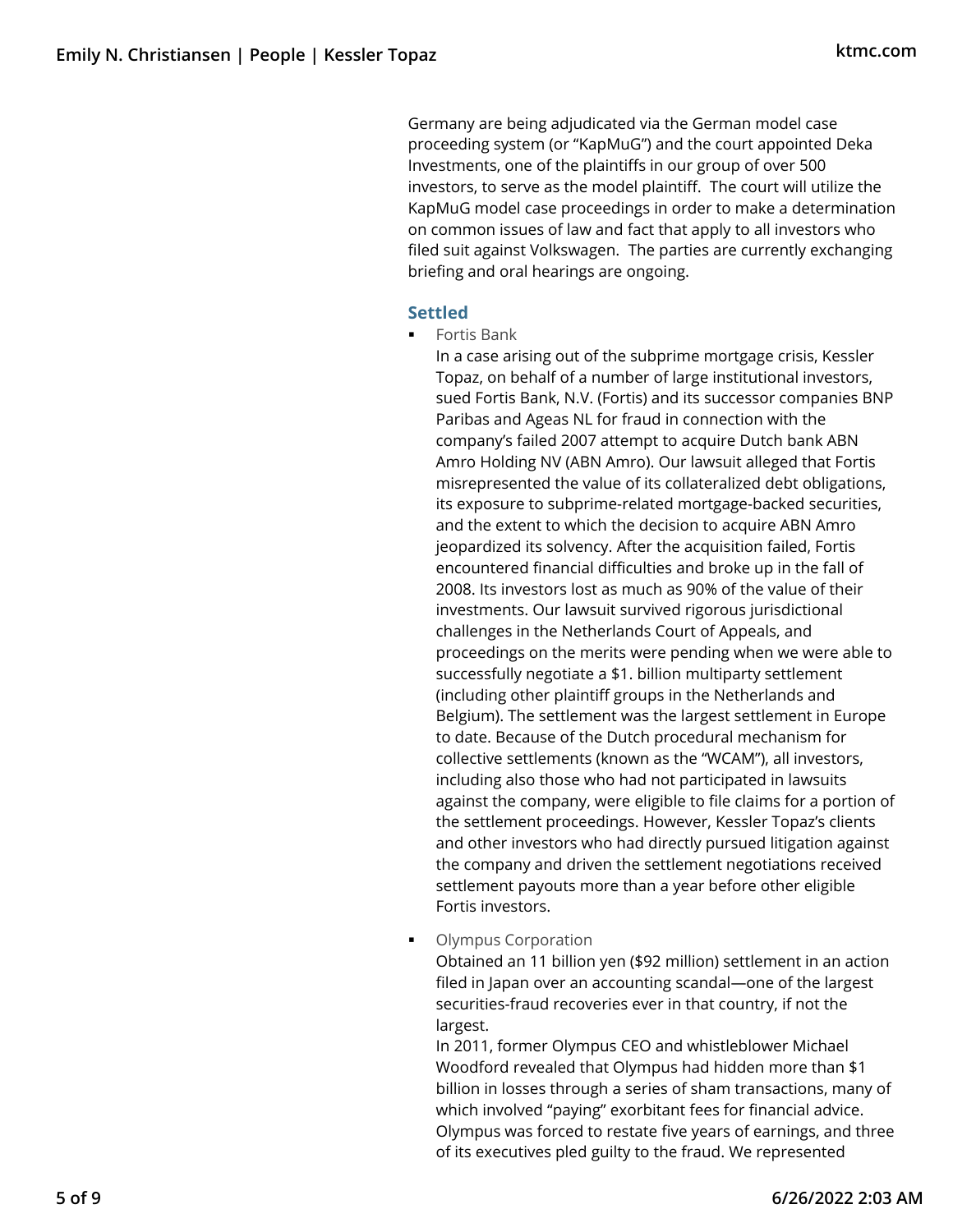Germany are being adjudicated via the German model case proceeding system (or "KapMuG") and the court appointed Deka Investments, one of the plaintiffs in our group of over 500 investors, to serve as the model plaintiff. The court will utilize the KapMuG model case proceedings in order to make a determination on common issues of law and fact that apply to all investors who filed suit against Volkswagen. The parties are currently exchanging briefing and oral hearings are ongoing.

### Settled

- Fortis Bank

  In a case arising out of the subprime mortgage crisis, Kessler Topaz, on behalf of a number of large institutional investors, sued Fortis Bank, N.V. (Fortis) and its successor companies BNP Paribas and Ageas NL for fraud in connection with the company's failed 2007 attempt to acquire Dutch bank ABN Amro Holding NV (ABN Amro). Our lawsuit alleged that Fortis misrepresented the value of its collateralized debt obligations, its exposure to subprime-related mortgage-backed securities, and the extent to which the decision to acquire ABN Amro jeopardized its solvency. After the acquisition failed, Fortis encountered financial difficulties and broke up in the fall of 2008. Its investors lost as much as 90% of the value of their investments. Our lawsuit survived rigorous jurisdictional challenges in the Netherlands Court of Appeals, and proceedings on the merits were pending when we were able to successfully negotiate a $1. billion multiparty settlement (including other plaintiff groups in the Netherlands and Belgium). The settlement was the largest settlement in Europe to date. Because of the Dutch procedural mechanism for collective settlements (known as the "WCAM"), all investors, including also those who had not participated in lawsuits against the company, were eligible to file claims for a portion of the settlement proceedings. However, Kessler Topaz's clients and other investors who had directly pursued litigation against the company and driven the settlement negotiations received settlement payouts more than a year before other eligible Fortis investors.

- Olympus Corporation

  Obtained an 11 billion yen ($92 million) settlement in an action filed in Japan over an accounting scandal—one of the largest securities-fraud recoveries ever in that country, if not the largest.

  In 2011, former Olympus CEO and whistleblower Michael Woodford revealed that Olympus had hidden more than $1 billion in losses through a series of sham transactions, many of which involved "paying" exorbitant fees for financial advice. Olympus was forced to restate five years of earnings, and three of its executives pled guilty to the fraud. We represented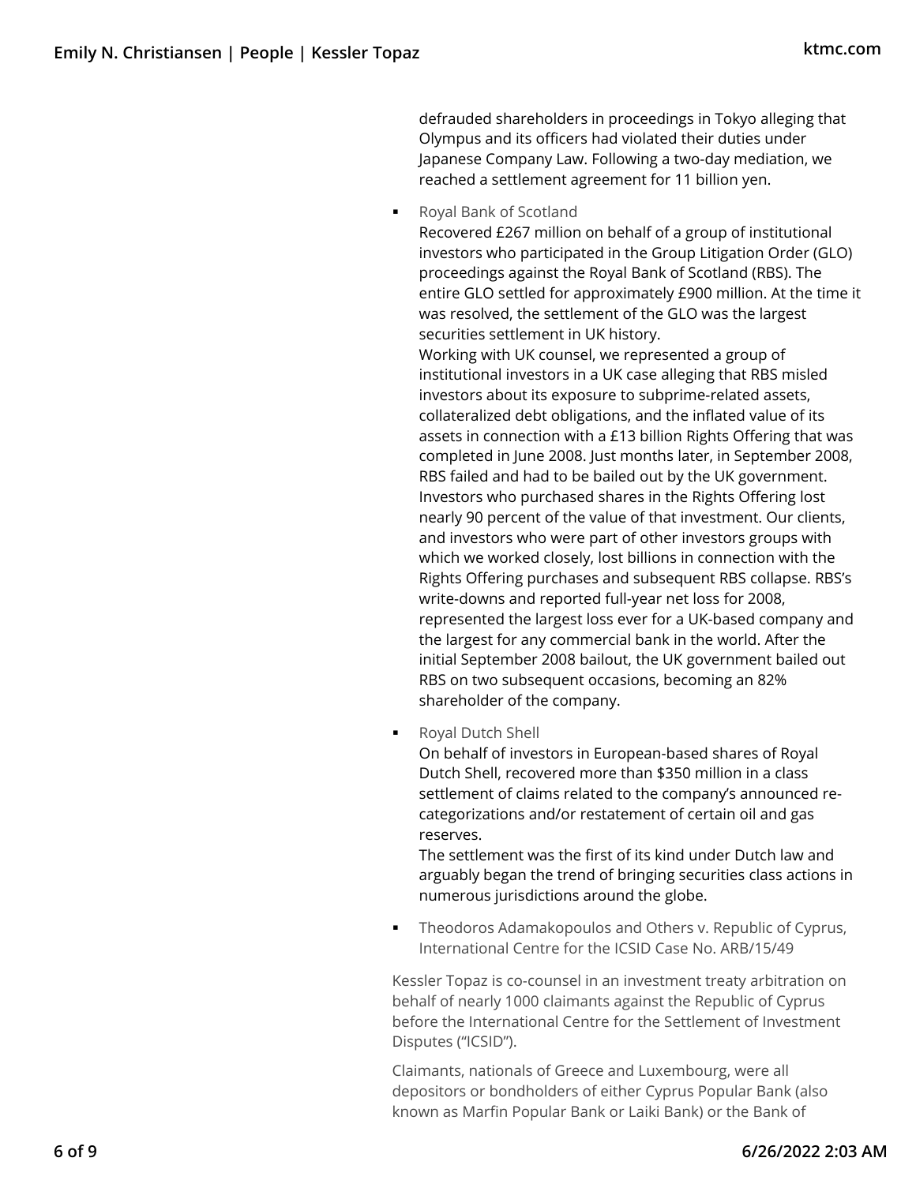defrauded shareholders in proceedings in Tokyo alleging that Olympus and its officers had violated their duties under Japanese Company Law. Following a two-day mediation, we reached a settlement agreement for 11 billion yen.

- Royal Bank of Scotland
  Recovered £267 million on behalf of a group of institutional investors who participated in the Group Litigation Order (GLO) proceedings against the Royal Bank of Scotland (RBS). The entire GLO settled for approximately £900 million. At the time it was resolved, the settlement of the GLO was the largest securities settlement in UK history.
  Working with UK counsel, we represented a group of institutional investors in a UK case alleging that RBS misled investors about its exposure to subprime-related assets, collateralized debt obligations, and the inflated value of its assets in connection with a £13 billion Rights Offering that was completed in June 2008. Just months later, in September 2008, RBS failed and had to be bailed out by the UK government. Investors who purchased shares in the Rights Offering lost nearly 90 percent of the value of that investment. Our clients, and investors who were part of other investors groups with which we worked closely, lost billions in connection with the Rights Offering purchases and subsequent RBS collapse. RBS's write-downs and reported full-year net loss for 2008, represented the largest loss ever for a UK-based company and the largest for any commercial bank in the world. After the initial September 2008 bailout, the UK government bailed out RBS on two subsequent occasions, becoming an 82% shareholder of the company.

- Royal Dutch Shell
  On behalf of investors in European-based shares of Royal Dutch Shell, recovered more than $350 million in a class settlement of claims related to the company's announced re-categorizations and/or restatement of certain oil and gas reserves.
  The settlement was the first of its kind under Dutch law and arguably began the trend of bringing securities class actions in numerous jurisdictions around the globe.

- Theodoros Adamakopoulos and Others v. Republic of Cyprus, International Centre for the ICSID Case No. ARB/15/49

Kessler Topaz is co-counsel in an investment treaty arbitration on behalf of nearly 1000 claimants against the Republic of Cyprus before the International Centre for the Settlement of Investment Disputes ("ICSID").

Claimants, nationals of Greece and Luxembourg, were all depositors or bondholders of either Cyprus Popular Bank (also known as Marfin Popular Bank or Laiki Bank) or the Bank of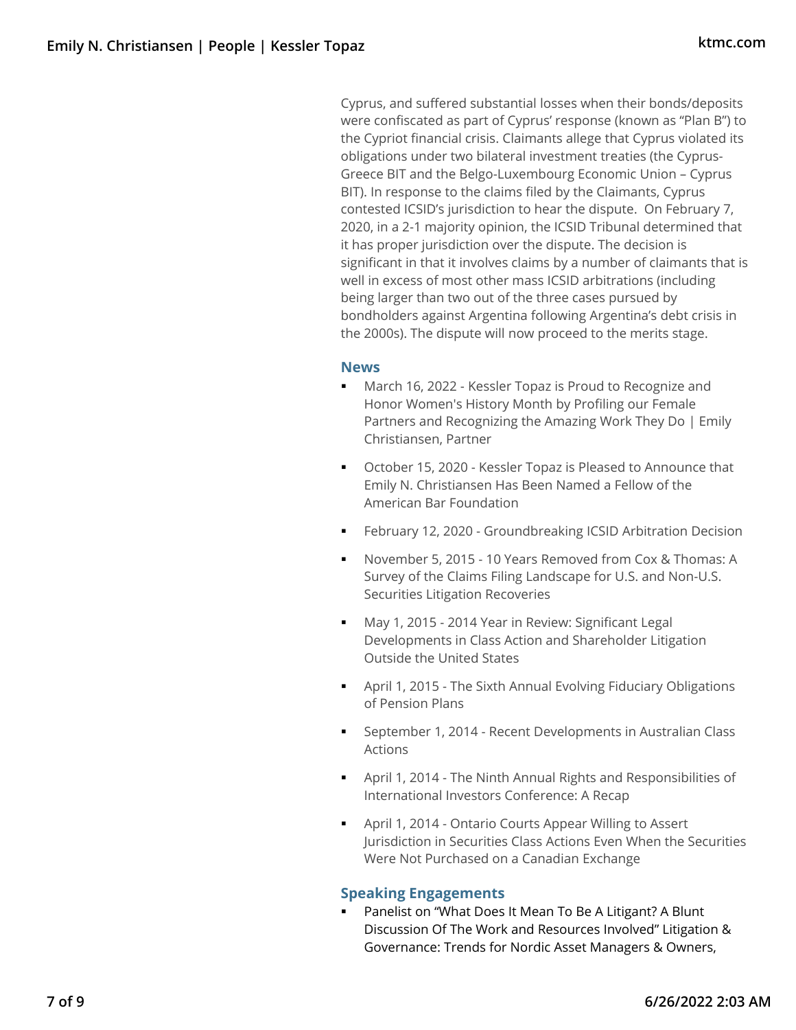Cyprus, and suffered substantial losses when their bonds/deposits were confiscated as part of Cyprus' response (known as "Plan B") to the Cypriot financial crisis. Claimants allege that Cyprus violated its obligations under two bilateral investment treaties (the Cyprus-Greece BIT and the Belgo-Luxembourg Economic Union – Cyprus BIT). In response to the claims filed by the Claimants, Cyprus contested ICSID's jurisdiction to hear the dispute. On February 7, 2020, in a 2-1 majority opinion, the ICSID Tribunal determined that it has proper jurisdiction over the dispute. The decision is significant in that it involves claims by a number of claimants that is well in excess of most other mass ICSID arbitrations (including being larger than two out of the three cases pursued by bondholders against Argentina following Argentina's debt crisis in the 2000s). The dispute will now proceed to the merits stage.

## News

- March 16, 2022 - Kessler Topaz is Proud to Recognize and Honor Women's History Month by Profiling our Female Partners and Recognizing the Amazing Work They Do | Emily Christiansen, Partner
- October 15, 2020 - Kessler Topaz is Pleased to Announce that Emily N. Christiansen Has Been Named a Fellow of the American Bar Foundation
- February 12, 2020 - Groundbreaking ICSID Arbitration Decision
- November 5, 2015 - 10 Years Removed from Cox & Thomas: A Survey of the Claims Filing Landscape for U.S. and Non-U.S. Securities Litigation Recoveries
- May 1, 2015 - 2014 Year in Review: Significant Legal Developments in Class Action and Shareholder Litigation Outside the United States
- April 1, 2015 - The Sixth Annual Evolving Fiduciary Obligations of Pension Plans
- September 1, 2014 - Recent Developments in Australian Class Actions
- April 1, 2014 - The Ninth Annual Rights and Responsibilities of International Investors Conference: A Recap
- April 1, 2014 - Ontario Courts Appear Willing to Assert Jurisdiction in Securities Class Actions Even When the Securities Were Not Purchased on a Canadian Exchange

## Speaking Engagements

- Panelist on "What Does It Mean To Be A Litigant? A Blunt Discussion Of The Work and Resources Involved" Litigation & Governance: Trends for Nordic Asset Managers & Owners,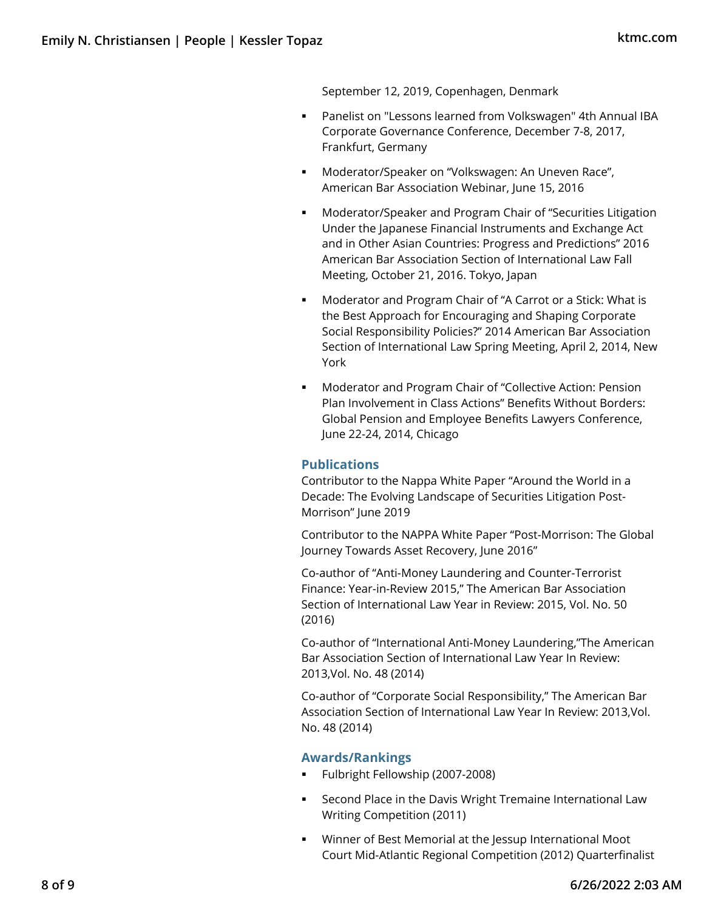September 12, 2019, Copenhagen, Denmark

- Panelist on "Lessons learned from Volkswagen" 4th Annual IBA Corporate Governance Conference, December 7-8, 2017, Frankfurt, Germany
- Moderator/Speaker on "Volkswagen: An Uneven Race", American Bar Association Webinar, June 15, 2016
- Moderator/Speaker and Program Chair of "Securities Litigation Under the Japanese Financial Instruments and Exchange Act and in Other Asian Countries: Progress and Predictions" 2016 American Bar Association Section of International Law Fall Meeting, October 21, 2016. Tokyo, Japan
- Moderator and Program Chair of "A Carrot or a Stick: What is the Best Approach for Encouraging and Shaping Corporate Social Responsibility Policies?" 2014 American Bar Association Section of International Law Spring Meeting, April 2, 2014, New York
- Moderator and Program Chair of "Collective Action: Pension Plan Involvement in Class Actions" Benefits Without Borders: Global Pension and Employee Benefits Lawyers Conference, June 22-24, 2014, Chicago

## Publications

Contributor to the Nappa White Paper "Around the World in a Decade: The Evolving Landscape of Securities Litigation Post-Morrison" June 2019

Contributor to the NAPPA White Paper "Post-Morrison: The Global Journey Towards Asset Recovery, June 2016"

Co-author of "Anti-Money Laundering and Counter-Terrorist Finance: Year-in-Review 2015," The American Bar Association Section of International Law Year in Review: 2015, Vol. No. 50 (2016)

Co-author of "International Anti-Money Laundering,"The American Bar Association Section of International Law Year In Review: 2013,Vol. No. 48 (2014)

Co-author of "Corporate Social Responsibility," The American Bar Association Section of International Law Year In Review: 2013,Vol. No. 48 (2014)

## Awards/Rankings

- Fulbright Fellowship (2007-2008)
- Second Place in the Davis Wright Tremaine International Law Writing Competition (2011)
- Winner of Best Memorial at the Jessup International Moot Court Mid-Atlantic Regional Competition (2012) Quarterfinalist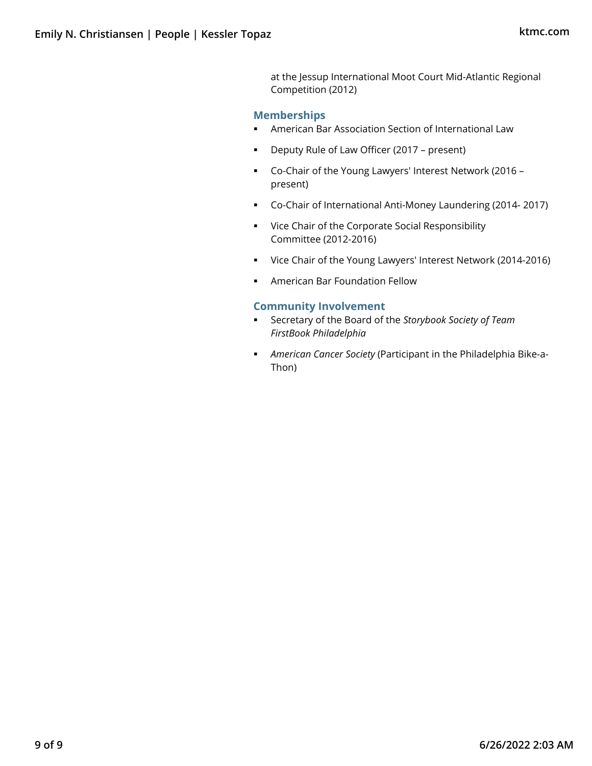at the Jessup International Moot Court Mid-Atlantic Regional Competition (2012)

### Memberships

- American Bar Association Section of International Law
- Deputy Rule of Law Officer (2017 – present)
- Co-Chair of the Young Lawyers' Interest Network (2016 – present)
- Co-Chair of International Anti-Money Laundering (2014- 2017)
- Vice Chair of the Corporate Social Responsibility Committee (2012-2016)
- Vice Chair of the Young Lawyers' Interest Network (2014-2016)
- American Bar Foundation Fellow

### Community Involvement

- Secretary of the Board of the *Storybook Society of Team FirstBook Philadelphia*
- *American Cancer Society* (Participant in the Philadelphia Bike-a-Thon)